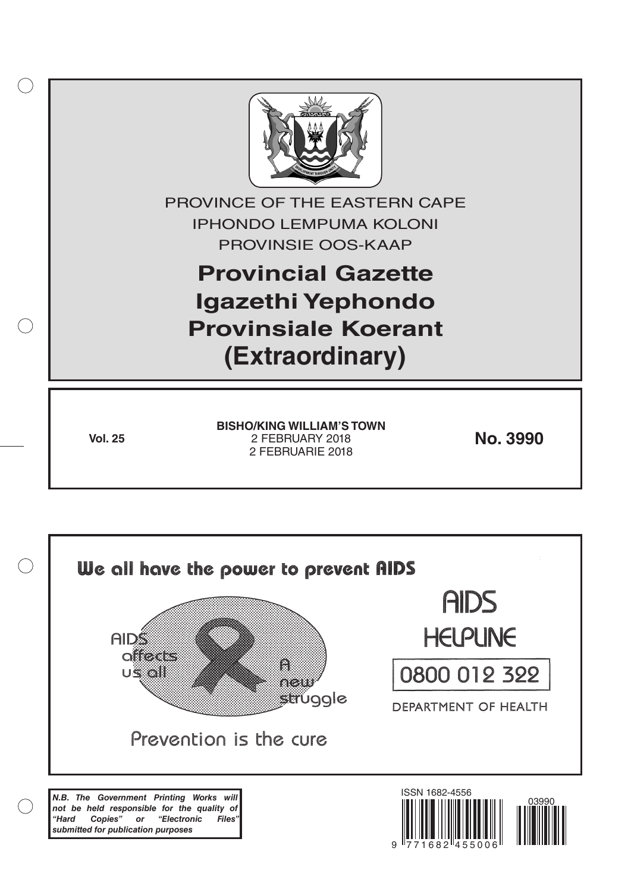PROVINCE OF THE EASTERN CAPE

IPHONDO LEMPUMA KOLONI

PROVINSIE OOS-KAAP

# Provincial Gazette
# Igazethi Yephondo
# Provinsiale Koerant
# (Extraordinary)

**Vol. 25**

**BISHO/KING WILLIAM'S TOWN**
2 FEBRUARY 2018
2 FEBRUARIE 2018

**No. 3990**

**We all have the power to prevent AIDS**

AIDS affects us all

A new struggle

Prevention is the cure

AIDS HELPLINE

0800 012 322

DEPARTMENT OF HEALTH

***N.B. The Government Printing Works will not be held responsible for the quality of "Hard Copies" or "Electronic Files" submitted for publication purposes***

ISSN 1682-4556

9 771682 455006

03990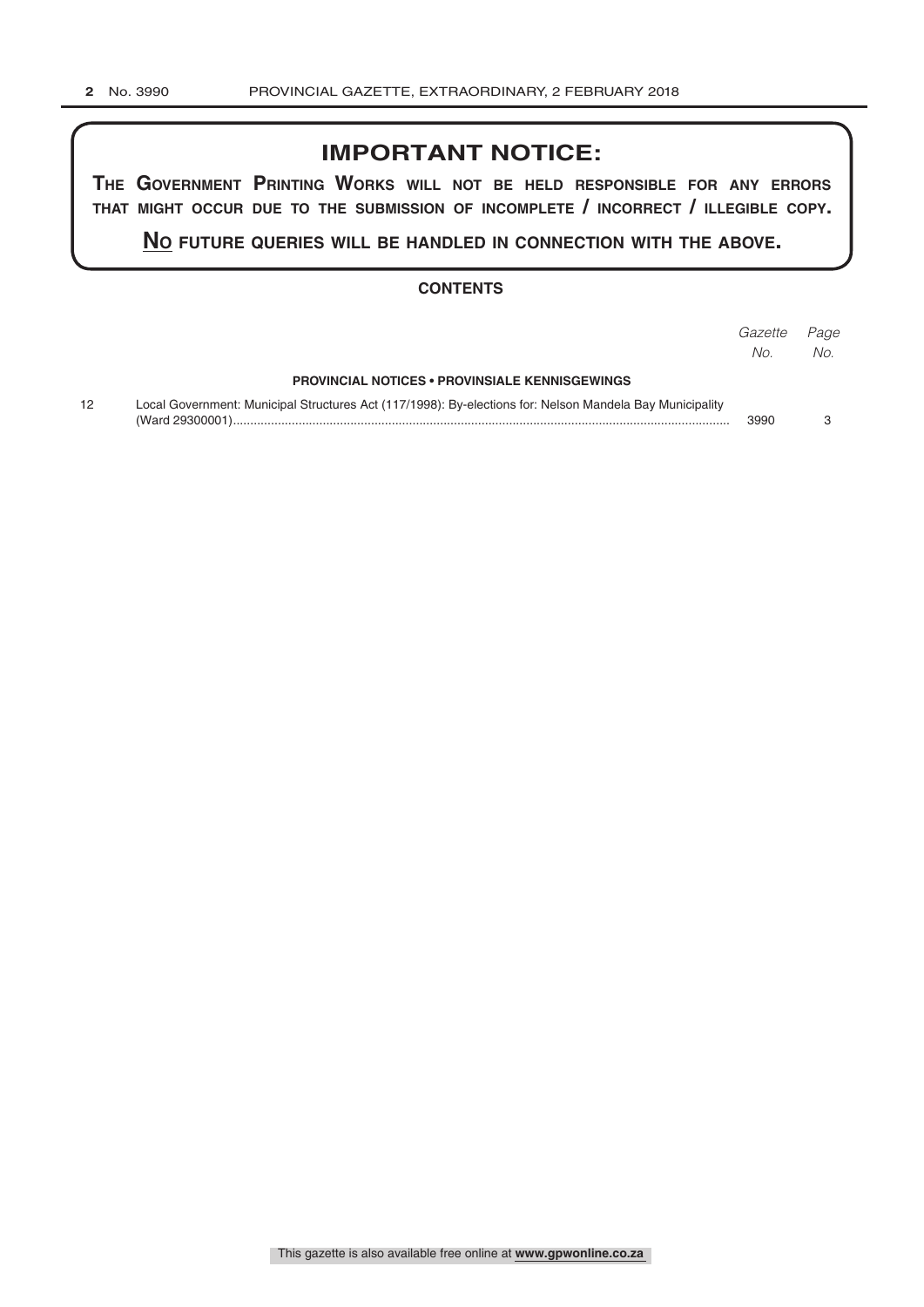## IMPORTANT NOTICE:

**THE GOVERNMENT PRINTING WORKS WILL NOT BE HELD RESPONSIBLE FOR ANY ERRORS THAT MIGHT OCCUR DUE TO THE SUBMISSION OF INCOMPLETE / INCORRECT / ILLEGIBLE COPY.**

**NO FUTURE QUERIES WILL BE HANDLED IN CONNECTION WITH THE ABOVE.**

### CONTENTS

| | | *Gazette No.* | *Page No.* |
|---|---|---|---|
| | **PROVINCIAL NOTICES • PROVINSIALE KENNISGEWINGS** | | |
| 12 | Local Government: Municipal Structures Act (117/1998): By-elections for: Nelson Mandela Bay Municipality (Ward 29300001) | 3990 | 3 |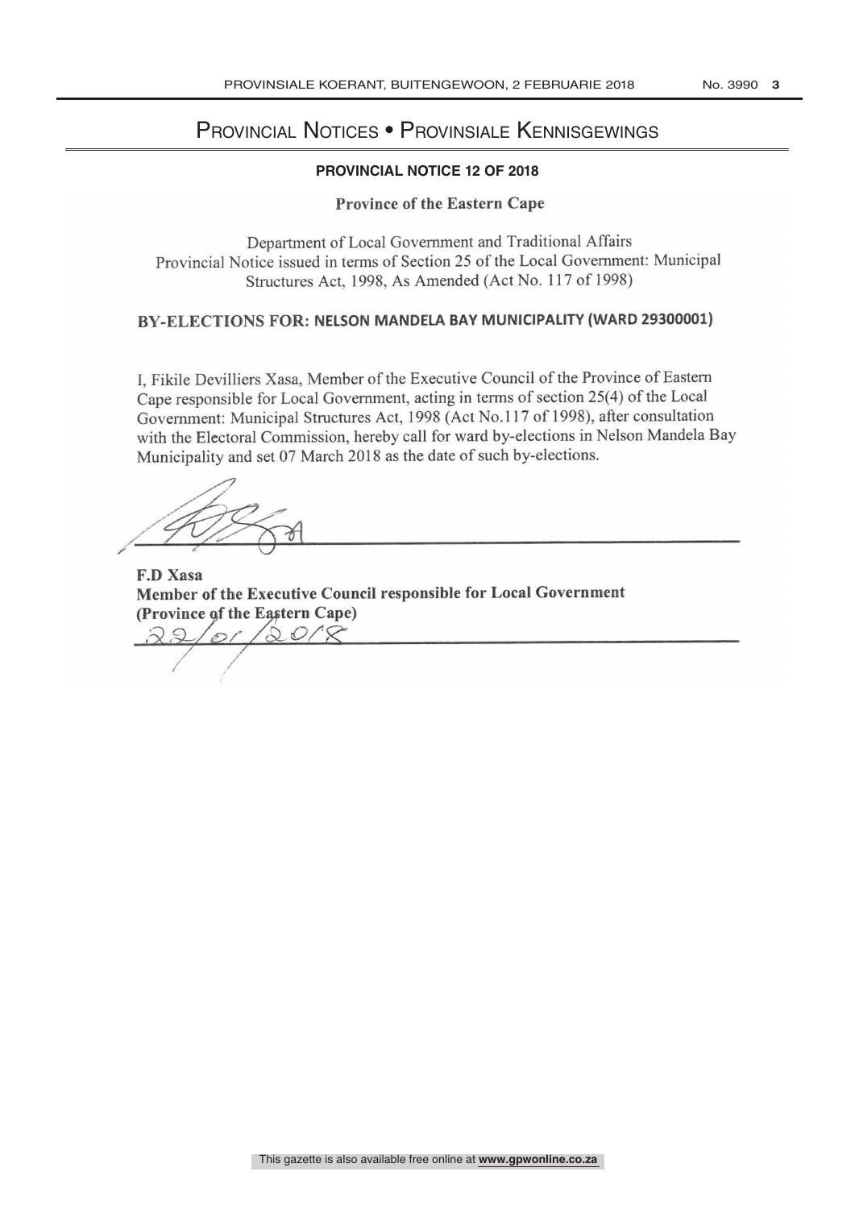# Provincial Notices • Provinsiale Kennisgewings

**PROVINCIAL NOTICE 12 OF 2018**

**Province of the Eastern Cape**

Department of Local Government and Traditional Affairs
Provincial Notice issued in terms of Section 25 of the Local Government: Municipal Structures Act, 1998, As Amended (Act No. 117 of 1998)

## BY-ELECTIONS FOR: NELSON MANDELA BAY MUNICIPALITY (WARD 29300001)

I, Fikile Devilliers Xasa, Member of the Executive Council of the Province of Eastern Cape responsible for Local Government, acting in terms of section 25(4) of the Local Government: Municipal Structures Act, 1998 (Act No.117 of 1998), after consultation with the Electoral Commission, hereby call for ward by-elections in Nelson Mandela Bay Municipality and set 07 March 2018 as the date of such by-elections.

**F.D Xasa**
**Member of the Executive Council responsible for Local Government**
**(Province of the Eastern Cape)**
22/01/2018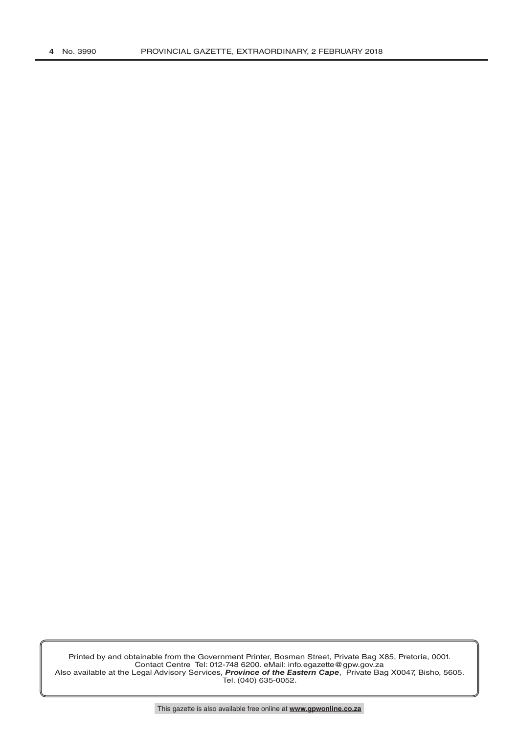Printed by and obtainable from the Government Printer, Bosman Street, Private Bag X85, Pretoria, 0001.
Contact Centre Tel: 012-748 6200. eMail: info.egazette@gpw.gov.za
Also available at the Legal Advisory Services, ***Province of the Eastern Cape***, Private Bag X0047, Bisho, 5605.
Tel. (040) 635-0052.

This gazette is also available free online at **www.gpwonline.co.za**